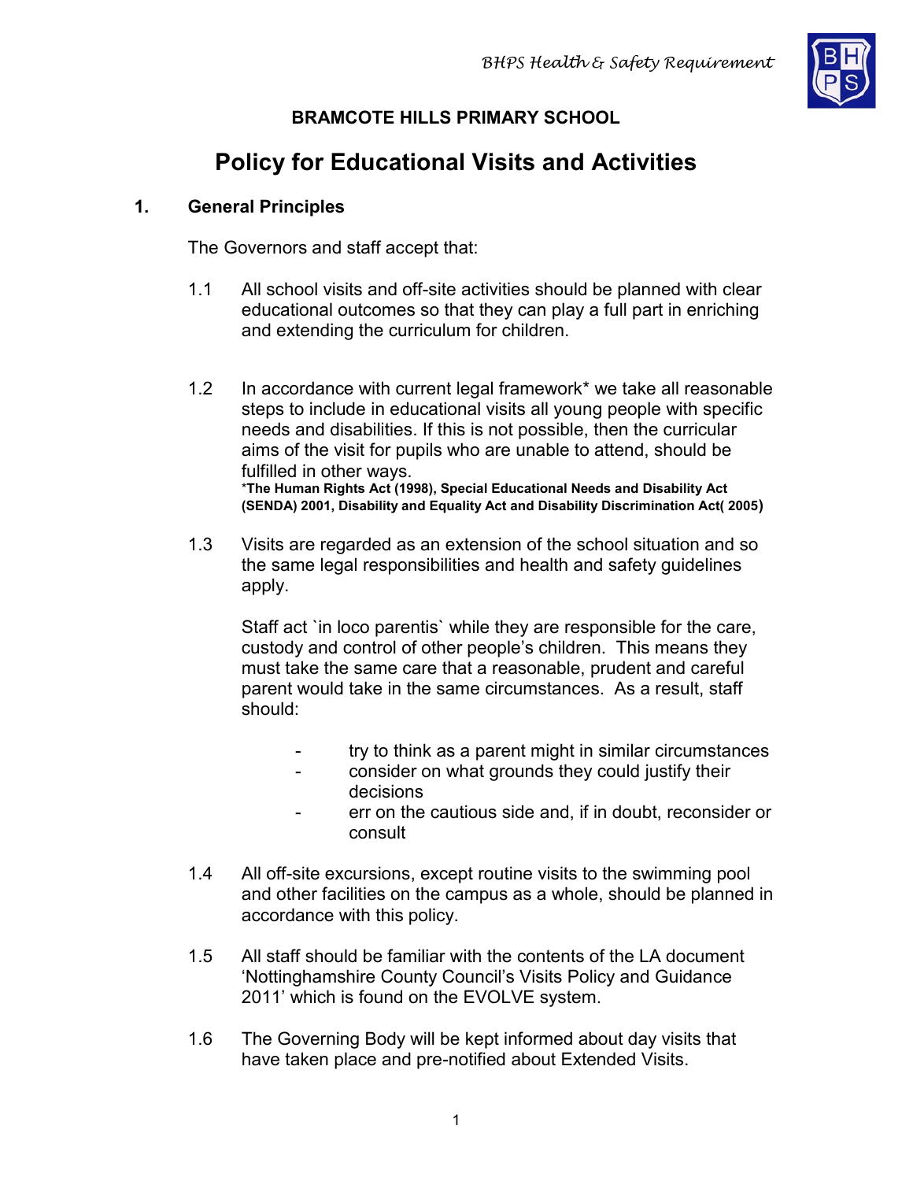**BRAMCOTE HILLS PRIMARY SCHOOL**

# Policy for Educational Visits and Activities

## 1. General Principles

The Governors and staff accept that:

1.1 All school visits and off-site activities should be planned with clear educational outcomes so that they can play a full part in enriching and extending the curriculum for children.

1.2 In accordance with current legal framework* we take all reasonable steps to include in educational visits all young people with specific needs and disabilities. If this is not possible, then the curricular aims of the visit for pupils who are unable to attend, should be fulfilled in other ways.

*The Human Rights Act (1998), Special Educational Needs and Disability Act (SENDA) 2001, Disability and Equality Act and Disability Discrimination Act( 2005)

1.3 Visits are regarded as an extension of the school situation and so the same legal responsibilities and health and safety guidelines apply.

Staff act `in loco parentis` while they are responsible for the care, custody and control of other people's children. This means they must take the same care that a reasonable, prudent and careful parent would take in the same circumstances. As a result, staff should:

- try to think as a parent might in similar circumstances
- consider on what grounds they could justify their decisions
- err on the cautious side and, if in doubt, reconsider or consult

1.4 All off-site excursions, except routine visits to the swimming pool and other facilities on the campus as a whole, should be planned in accordance with this policy.

1.5 All staff should be familiar with the contents of the LA document 'Nottinghamshire County Council's Visits Policy and Guidance 2011' which is found on the EVOLVE system.

1.6 The Governing Body will be kept informed about day visits that have taken place and pre-notified about Extended Visits.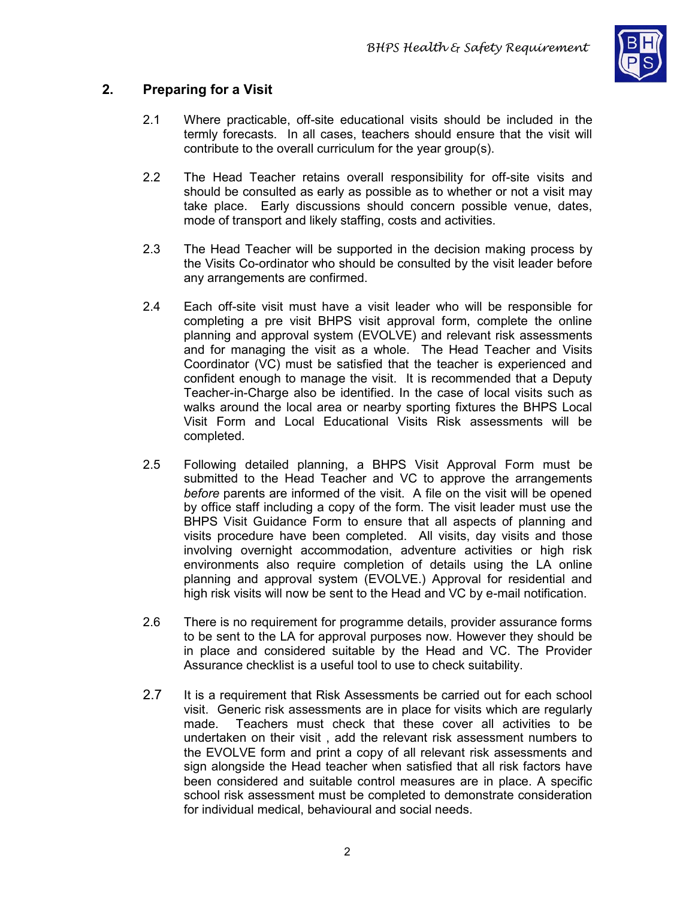## 2. Preparing for a Visit

2.1 Where practicable, off-site educational visits should be included in the termly forecasts. In all cases, teachers should ensure that the visit will contribute to the overall curriculum for the year group(s).

2.2 The Head Teacher retains overall responsibility for off-site visits and should be consulted as early as possible as to whether or not a visit may take place. Early discussions should concern possible venue, dates, mode of transport and likely staffing, costs and activities.

2.3 The Head Teacher will be supported in the decision making process by the Visits Co-ordinator who should be consulted by the visit leader before any arrangements are confirmed.

2.4 Each off-site visit must have a visit leader who will be responsible for completing a pre visit BHPS visit approval form, complete the online planning and approval system (EVOLVE) and relevant risk assessments and for managing the visit as a whole. The Head Teacher and Visits Coordinator (VC) must be satisfied that the teacher is experienced and confident enough to manage the visit. It is recommended that a Deputy Teacher-in-Charge also be identified. In the case of local visits such as walks around the local area or nearby sporting fixtures the BHPS Local Visit Form and Local Educational Visits Risk assessments will be completed.

2.5 Following detailed planning, a BHPS Visit Approval Form must be submitted to the Head Teacher and VC to approve the arrangements *before* parents are informed of the visit. A file on the visit will be opened by office staff including a copy of the form. The visit leader must use the BHPS Visit Guidance Form to ensure that all aspects of planning and visits procedure have been completed. All visits, day visits and those involving overnight accommodation, adventure activities or high risk environments also require completion of details using the LA online planning and approval system (EVOLVE.) Approval for residential and high risk visits will now be sent to the Head and VC by e-mail notification.

2.6 There is no requirement for programme details, provider assurance forms to be sent to the LA for approval purposes now. However they should be in place and considered suitable by the Head and VC. The Provider Assurance checklist is a useful tool to use to check suitability.

2.7 It is a requirement that Risk Assessments be carried out for each school visit. Generic risk assessments are in place for visits which are regularly made. Teachers must check that these cover all activities to be undertaken on their visit , add the relevant risk assessment numbers to the EVOLVE form and print a copy of all relevant risk assessments and sign alongside the Head teacher when satisfied that all risk factors have been considered and suitable control measures are in place. A specific school risk assessment must be completed to demonstrate consideration for individual medical, behavioural and social needs.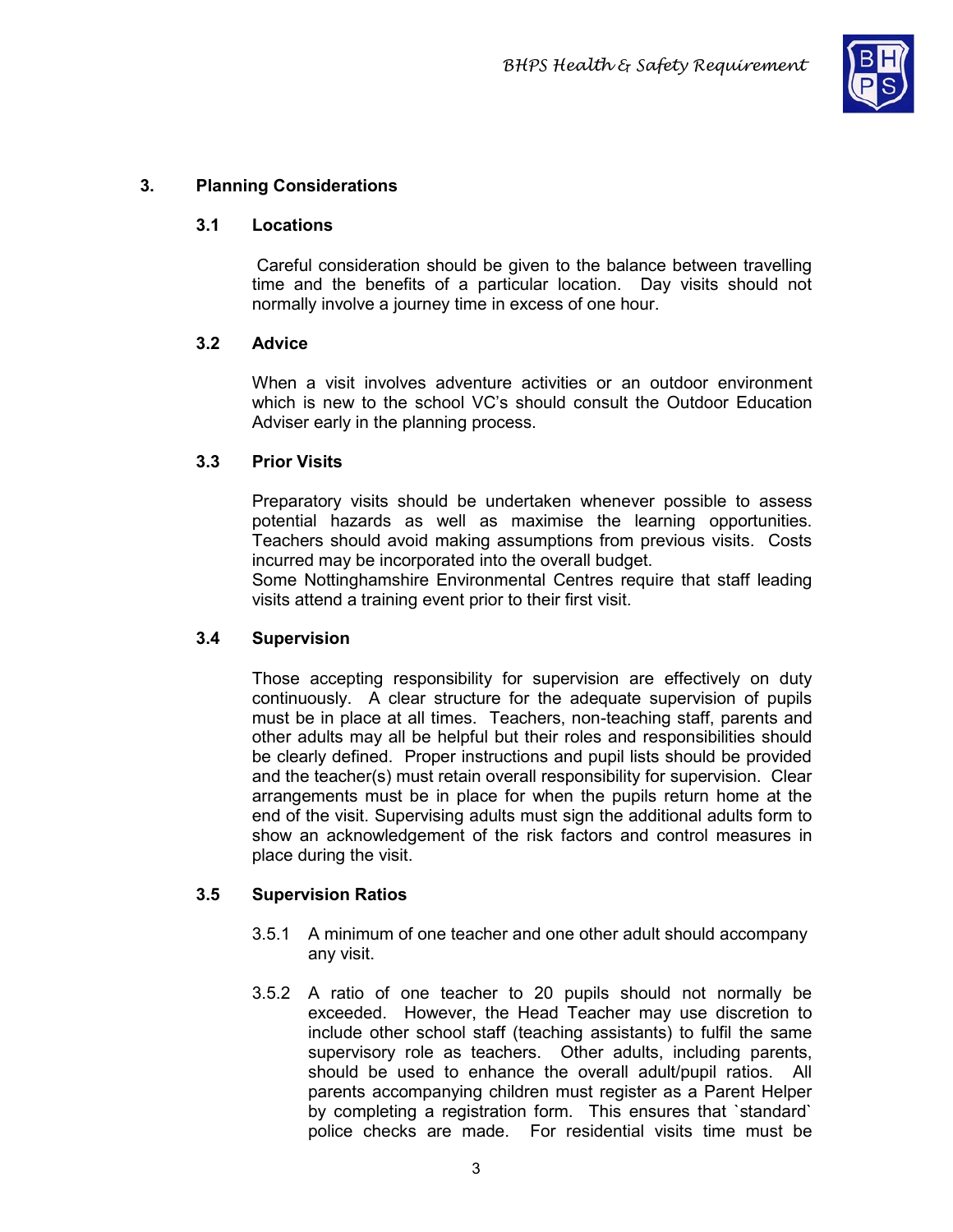## 3. Planning Considerations

### 3.1 Locations

Careful consideration should be given to the balance between travelling time and the benefits of a particular location. Day visits should not normally involve a journey time in excess of one hour.

### 3.2 Advice

When a visit involves adventure activities or an outdoor environment which is new to the school VC's should consult the Outdoor Education Adviser early in the planning process.

### 3.3 Prior Visits

Preparatory visits should be undertaken whenever possible to assess potential hazards as well as maximise the learning opportunities. Teachers should avoid making assumptions from previous visits. Costs incurred may be incorporated into the overall budget.
Some Nottinghamshire Environmental Centres require that staff leading visits attend a training event prior to their first visit.

### 3.4 Supervision

Those accepting responsibility for supervision are effectively on duty continuously. A clear structure for the adequate supervision of pupils must be in place at all times. Teachers, non-teaching staff, parents and other adults may all be helpful but their roles and responsibilities should be clearly defined. Proper instructions and pupil lists should be provided and the teacher(s) must retain overall responsibility for supervision. Clear arrangements must be in place for when the pupils return home at the end of the visit. Supervising adults must sign the additional adults form to show an acknowledgement of the risk factors and control measures in place during the visit.

### 3.5 Supervision Ratios

3.5.1 A minimum of one teacher and one other adult should accompany any visit.

3.5.2 A ratio of one teacher to 20 pupils should not normally be exceeded. However, the Head Teacher may use discretion to include other school staff (teaching assistants) to fulfil the same supervisory role as teachers. Other adults, including parents, should be used to enhance the overall adult/pupil ratios. All parents accompanying children must register as a Parent Helper by completing a registration form. This ensures that `standard` police checks are made. For residential visits time must be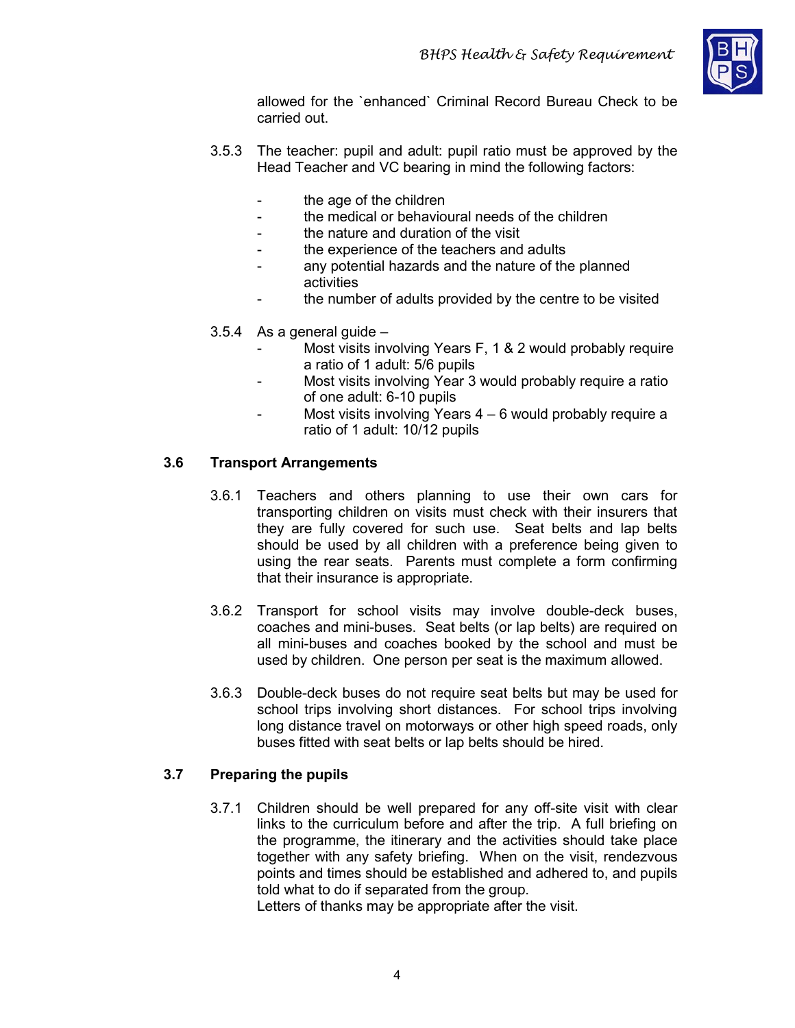allowed for the `enhanced` Criminal Record Bureau Check to be carried out.

3.5.3 The teacher: pupil and adult: pupil ratio must be approved by the Head Teacher and VC bearing in mind the following factors:

- the age of the children
- the medical or behavioural needs of the children
- the nature and duration of the visit
- the experience of the teachers and adults
- any potential hazards and the nature of the planned activities
- the number of adults provided by the centre to be visited

3.5.4 As a general guide –

- Most visits involving Years F, 1 & 2 would probably require a ratio of 1 adult: 5/6 pupils
- Most visits involving Year 3 would probably require a ratio of one adult: 6-10 pupils
- Most visits involving Years 4 – 6 would probably require a ratio of 1 adult: 10/12 pupils

## 3.6 Transport Arrangements

3.6.1 Teachers and others planning to use their own cars for transporting children on visits must check with their insurers that they are fully covered for such use. Seat belts and lap belts should be used by all children with a preference being given to using the rear seats. Parents must complete a form confirming that their insurance is appropriate.

3.6.2 Transport for school visits may involve double-deck buses, coaches and mini-buses. Seat belts (or lap belts) are required on all mini-buses and coaches booked by the school and must be used by children. One person per seat is the maximum allowed.

3.6.3 Double-deck buses do not require seat belts but may be used for school trips involving short distances. For school trips involving long distance travel on motorways or other high speed roads, only buses fitted with seat belts or lap belts should be hired.

## 3.7 Preparing the pupils

3.7.1 Children should be well prepared for any off-site visit with clear links to the curriculum before and after the trip. A full briefing on the programme, the itinerary and the activities should take place together with any safety briefing. When on the visit, rendezvous points and times should be established and adhered to, and pupils told what to do if separated from the group.
Letters of thanks may be appropriate after the visit.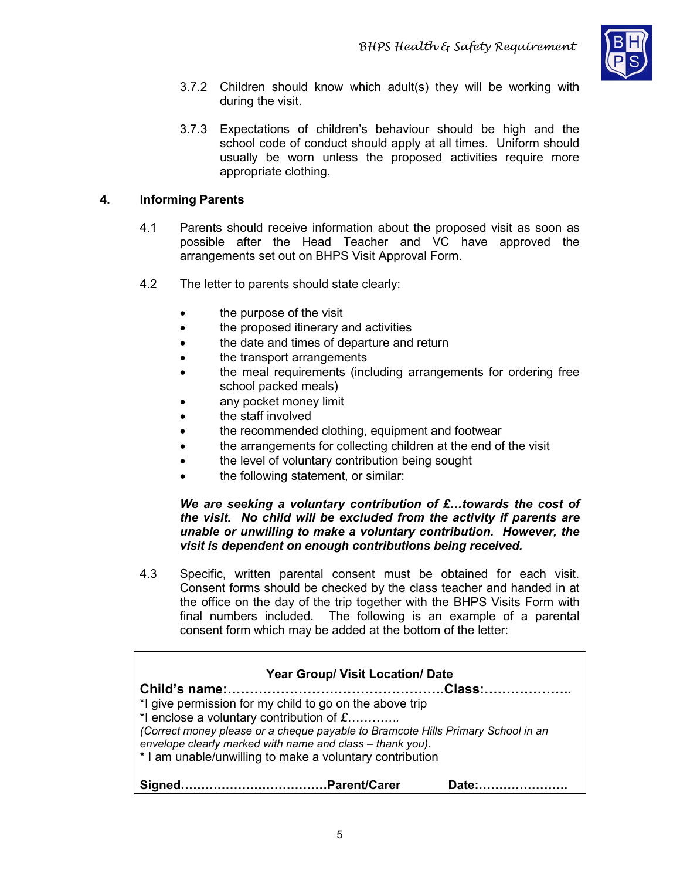3.7.2 Children should know which adult(s) they will be working with during the visit.

3.7.3 Expectations of children's behaviour should be high and the school code of conduct should apply at all times. Uniform should usually be worn unless the proposed activities require more appropriate clothing.

## 4. Informing Parents

4.1 Parents should receive information about the proposed visit as soon as possible after the Head Teacher and VC have approved the arrangements set out on BHPS Visit Approval Form.

4.2 The letter to parents should state clearly:

- the purpose of the visit
- the proposed itinerary and activities
- the date and times of departure and return
- the transport arrangements
- the meal requirements (including arrangements for ordering free school packed meals)
- any pocket money limit
- the staff involved
- the recommended clothing, equipment and footwear
- the arrangements for collecting children at the end of the visit
- the level of voluntary contribution being sought
- the following statement, or similar:

***We are seeking a voluntary contribution of £…towards the cost of the visit. No child will be excluded from the activity if parents are unable or unwilling to make a voluntary contribution. However, the visit is dependent on enough contributions being received.***

4.3 Specific, written parental consent must be obtained for each visit. Consent forms should be checked by the class teacher and handed in at the office on the day of the trip together with the BHPS Visits Form with final numbers included. The following is an example of a parental consent form which may be added at the bottom of the letter:

---

**Year Group/ Visit Location/ Date**

**Child's name:…………………………………………Class:………………..**

*I give permission for my child to go on the above trip

*I enclose a voluntary contribution of £………….

*(Correct money please or a cheque payable to Bramcote Hills Primary School in an envelope clearly marked with name and class – thank you).*

* I am unable/unwilling to make a voluntary contribution

**Signed………………………………Parent/Carer Date:………………….**

---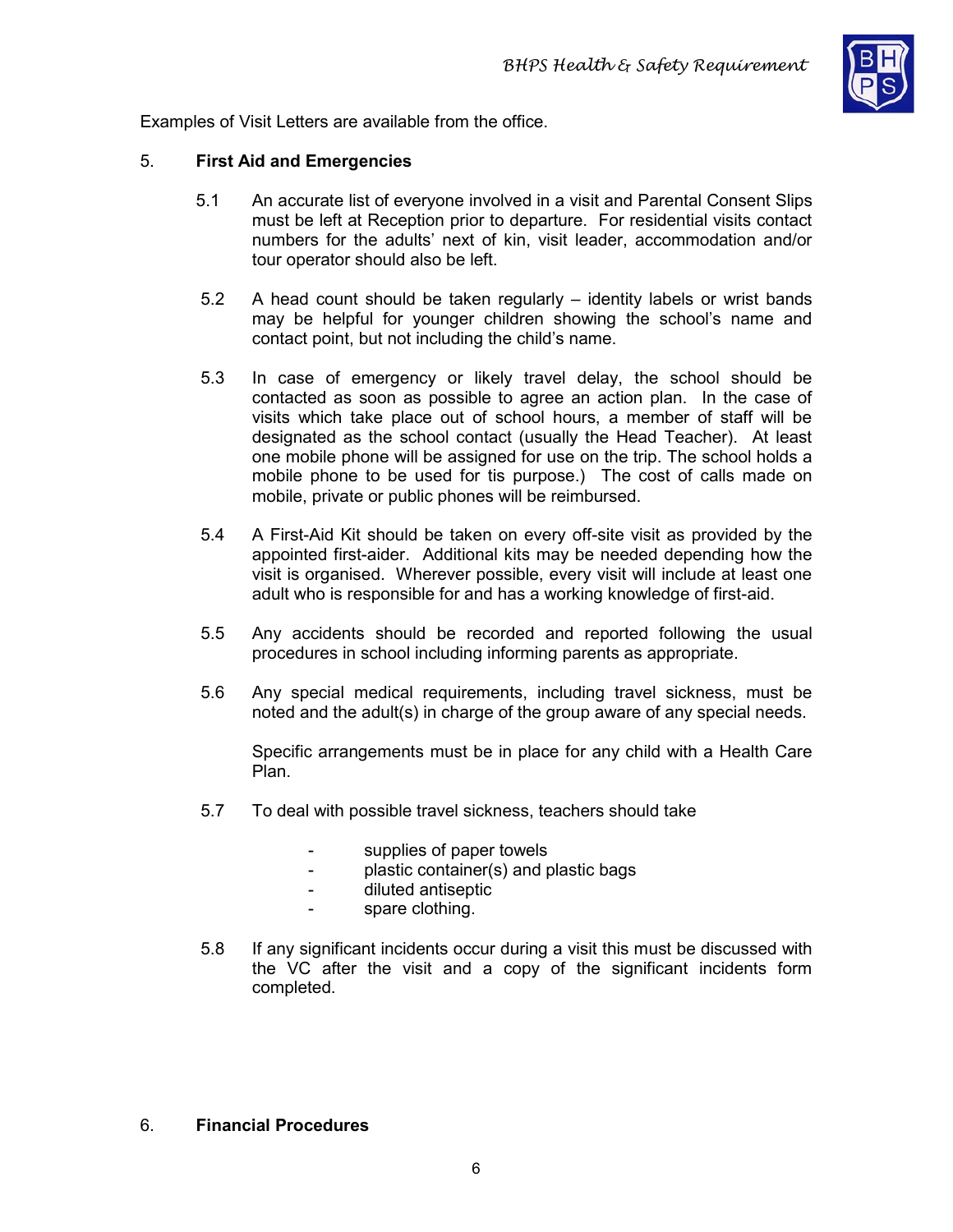Examples of Visit Letters are available from the office.

## 5. First Aid and Emergencies

5.1 An accurate list of everyone involved in a visit and Parental Consent Slips must be left at Reception prior to departure. For residential visits contact numbers for the adults' next of kin, visit leader, accommodation and/or tour operator should also be left.

5.2 A head count should be taken regularly – identity labels or wrist bands may be helpful for younger children showing the school's name and contact point, but not including the child's name.

5.3 In case of emergency or likely travel delay, the school should be contacted as soon as possible to agree an action plan. In the case of visits which take place out of school hours, a member of staff will be designated as the school contact (usually the Head Teacher). At least one mobile phone will be assigned for use on the trip. The school holds a mobile phone to be used for tis purpose.) The cost of calls made on mobile, private or public phones will be reimbursed.

5.4 A First-Aid Kit should be taken on every off-site visit as provided by the appointed first-aider. Additional kits may be needed depending how the visit is organised. Wherever possible, every visit will include at least one adult who is responsible for and has a working knowledge of first-aid.

5.5 Any accidents should be recorded and reported following the usual procedures in school including informing parents as appropriate.

5.6 Any special medical requirements, including travel sickness, must be noted and the adult(s) in charge of the group aware of any special needs.

Specific arrangements must be in place for any child with a Health Care Plan.

5.7 To deal with possible travel sickness, teachers should take

- supplies of paper towels
- plastic container(s) and plastic bags
- diluted antiseptic
- spare clothing.

5.8 If any significant incidents occur during a visit this must be discussed with the VC after the visit and a copy of the significant incidents form completed.

## 6. Financial Procedures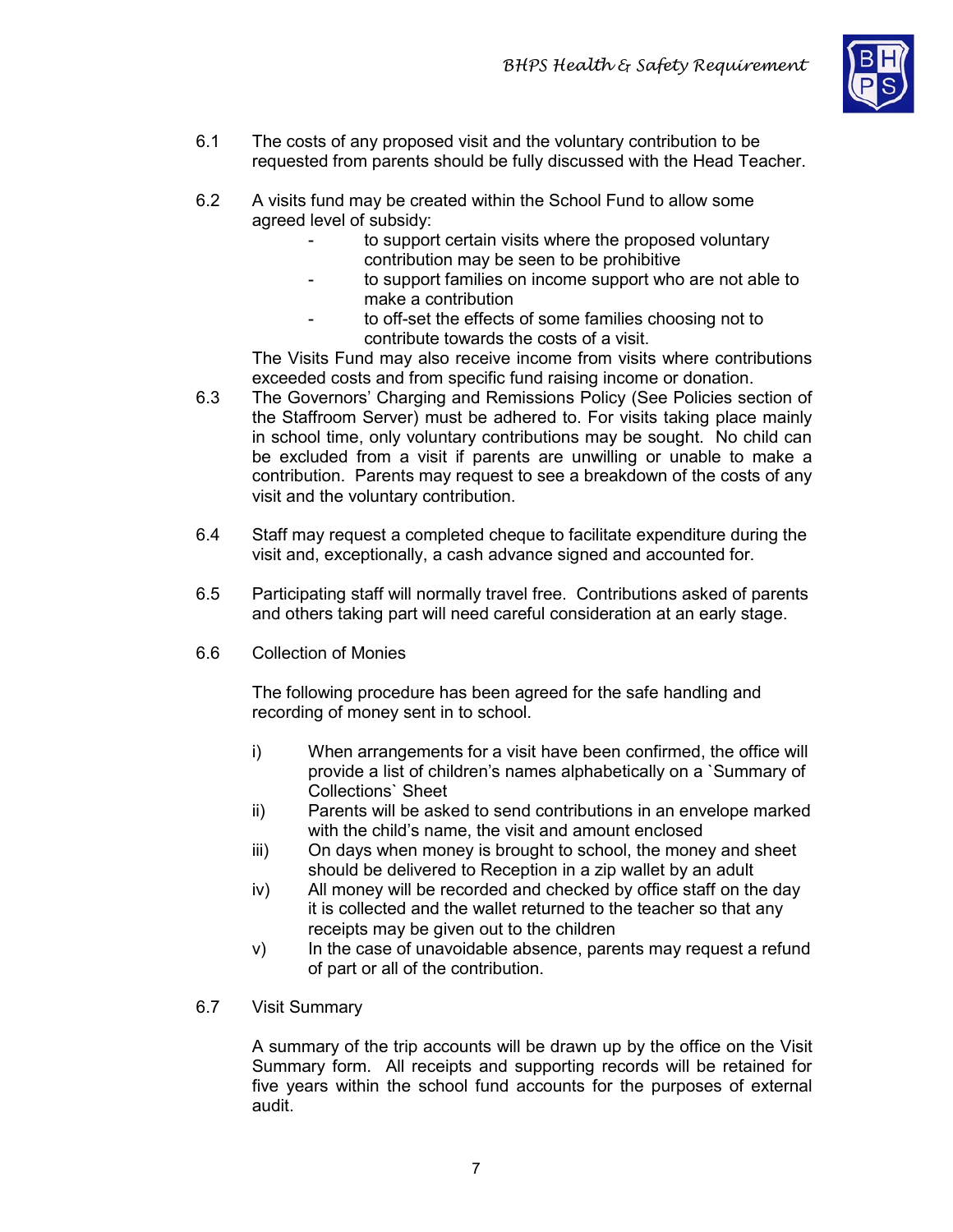6.1 The costs of any proposed visit and the voluntary contribution to be requested from parents should be fully discussed with the Head Teacher.

6.2 A visits fund may be created within the School Fund to allow some agreed level of subsidy:

- to support certain visits where the proposed voluntary contribution may be seen to be prohibitive
- to support families on income support who are not able to make a contribution
- to off-set the effects of some families choosing not to contribute towards the costs of a visit.

The Visits Fund may also receive income from visits where contributions exceeded costs and from specific fund raising income or donation.

6.3 The Governors' Charging and Remissions Policy (See Policies section of the Staffroom Server) must be adhered to. For visits taking place mainly in school time, only voluntary contributions may be sought. No child can be excluded from a visit if parents are unwilling or unable to make a contribution. Parents may request to see a breakdown of the costs of any visit and the voluntary contribution.

6.4 Staff may request a completed cheque to facilitate expenditure during the visit and, exceptionally, a cash advance signed and accounted for.

6.5 Participating staff will normally travel free. Contributions asked of parents and others taking part will need careful consideration at an early stage.

6.6 Collection of Monies

The following procedure has been agreed for the safe handling and recording of money sent in to school.

i) When arrangements for a visit have been confirmed, the office will provide a list of children's names alphabetically on a `Summary of Collections` Sheet

ii) Parents will be asked to send contributions in an envelope marked with the child's name, the visit and amount enclosed

iii) On days when money is brought to school, the money and sheet should be delivered to Reception in a zip wallet by an adult

iv) All money will be recorded and checked by office staff on the day it is collected and the wallet returned to the teacher so that any receipts may be given out to the children

v) In the case of unavoidable absence, parents may request a refund of part or all of the contribution.

6.7 Visit Summary

A summary of the trip accounts will be drawn up by the office on the Visit Summary form. All receipts and supporting records will be retained for five years within the school fund accounts for the purposes of external audit.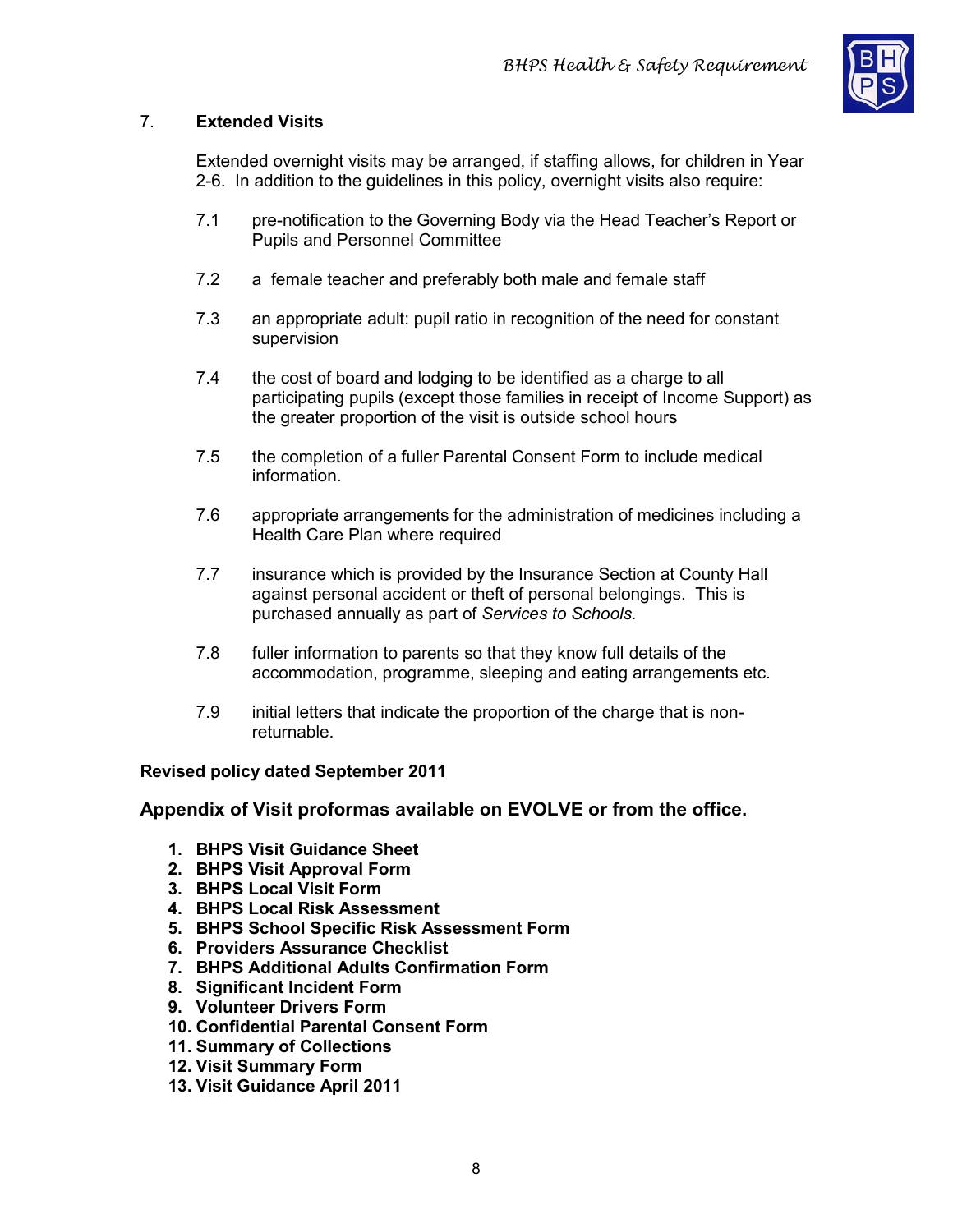## 7. Extended Visits

Extended overnight visits may be arranged, if staffing allows, for children in Year 2-6. In addition to the guidelines in this policy, overnight visits also require:

7.1 pre-notification to the Governing Body via the Head Teacher's Report or Pupils and Personnel Committee

7.2 a female teacher and preferably both male and female staff

7.3 an appropriate adult: pupil ratio in recognition of the need for constant supervision

7.4 the cost of board and lodging to be identified as a charge to all participating pupils (except those families in receipt of Income Support) as the greater proportion of the visit is outside school hours

7.5 the completion of a fuller Parental Consent Form to include medical information.

7.6 appropriate arrangements for the administration of medicines including a Health Care Plan where required

7.7 insurance which is provided by the Insurance Section at County Hall against personal accident or theft of personal belongings. This is purchased annually as part of *Services to Schools.*

7.8 fuller information to parents so that they know full details of the accommodation, programme, sleeping and eating arrangements etc.

7.9 initial letters that indicate the proportion of the charge that is non-returnable.

**Revised policy dated September 2011**

### Appendix of Visit proformas available on EVOLVE or from the office.

1. **BHPS Visit Guidance Sheet**
2. **BHPS Visit Approval Form**
3. **BHPS Local Visit Form**
4. **BHPS Local Risk Assessment**
5. **BHPS School Specific Risk Assessment Form**
6. **Providers Assurance Checklist**
7. **BHPS Additional Adults Confirmation Form**
8. **Significant Incident Form**
9. **Volunteer Drivers Form**
10. **Confidential Parental Consent Form**
11. **Summary of Collections**
12. **Visit Summary Form**
13. **Visit Guidance April 2011**